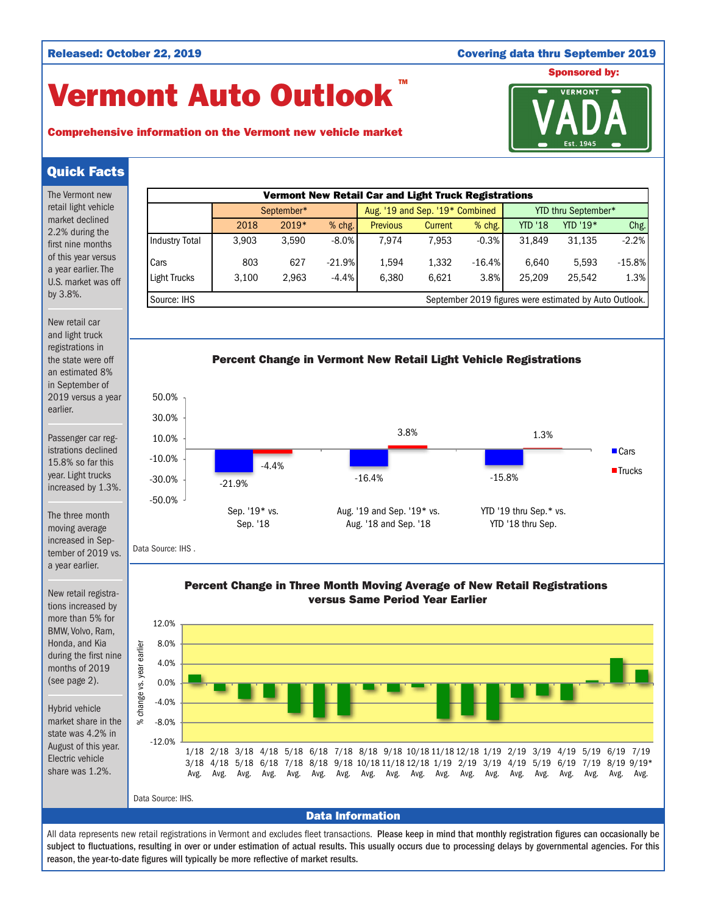Released: October 22, 2019

Covering data thru September 2019

# Vermont Auto Outlook™

**Comprehensive information on the Vermont new vehicle market**

Sponsored by: VERMONT VADA Est. 1945

## Quick Facts

The Vermont new retail light vehicle market declined 2.2% during the first nine months of this year versus a year earlier. The U.S. market was off by 3.8%.

New retail car and light truck registrations in the state were off an estimated 8% in September of 2019 versus a year earlier.

Passenger car registrations declined 15.8% so far this year. Light trucks increased by 1.3%.

The three month moving average increased in September of 2019 vs. a year earlier.

New retail registrations increased by more than 5% for BMW, Volvo, Ram, Honda, and Kia during the first nine months of 2019 (see page 2).

Hybrid vehicle market share in the state was 4.2% in August of this year. Electric vehicle share was 1.2%.

**Vermont New Retail Car and Light Truck Registrations**

| | September* | | | Aug. '19 and Sep. '19* Combined | | | YTD thru September* | | |
|---|---|---|---|---|---|---|---|---|---|
| | 2018 | 2019* | % chg. | Previous | Current | % chg. | YTD '18 | YTD '19* | Chg. |
| Industry Total | 3,903 | 3,590 | -8.0% | 7,974 | 7,953 | -0.3% | 31,849 | 31,135 | -2.2% |
| Cars | 803 | 627 | -21.9% | 1,594 | 1,332 | -16.4% | 6,640 | 5,593 | -15.8% |
| Light Trucks | 3,100 | 2,963 | -4.4% | 6,380 | 6,621 | 3.8% | 25,209 | 25,542 | 1.3% |

Source: IHS. September 2019 figures were estimated by Auto Outlook.

**Percent Change in Vermont New Retail Light Vehicle Registrations**

| | Cars | Trucks |
|---|---|---|
| Sep. '19* vs. Sep. '18 | -21.9% | -4.4% |
| Aug. '19 and Sep. '19* vs. Aug. '18 and Sep. '18 | -16.4% | 3.8% |
| YTD '19 thru Sep.* vs. YTD '18 thru Sep. | -15.8% | 1.3% |

Data Source: IHS .

**Percent Change in Three Month Moving Average of New Retail Registrations versus Same Period Year Earlier**

Periods (% change vs. year earlier): 1/18–3/18 Avg., 2/18–4/18 Avg., 3/18–5/18 Avg., 4/18–6/18 Avg., 5/18–7/18 Avg., 6/18–8/18 Avg., 7/18–9/18 Avg., 8/18–10/18 Avg., 9/18–11/18 Avg., 10/18–12/18 Avg., 11/18–1/19 Avg., 12/18–2/19 Avg., 1/19–3/19 Avg., 2/19–4/19 Avg., 3/19–5/19 Avg., 4/19–6/19 Avg., 5/19–7/19 Avg., 6/19–8/19 Avg., 7/19–9/19* Avg.

Data Source: IHS.

## Data Information

All data represents new retail registrations in Vermont and excludes fleet transactions. **Please keep in mind that monthly registration figures can occasionally be subject to fluctuations, resulting in over or under estimation of actual results. This usually occurs due to processing delays by governmental agencies. For this reason, the year-to-date figures will typically be more reflective of market results.**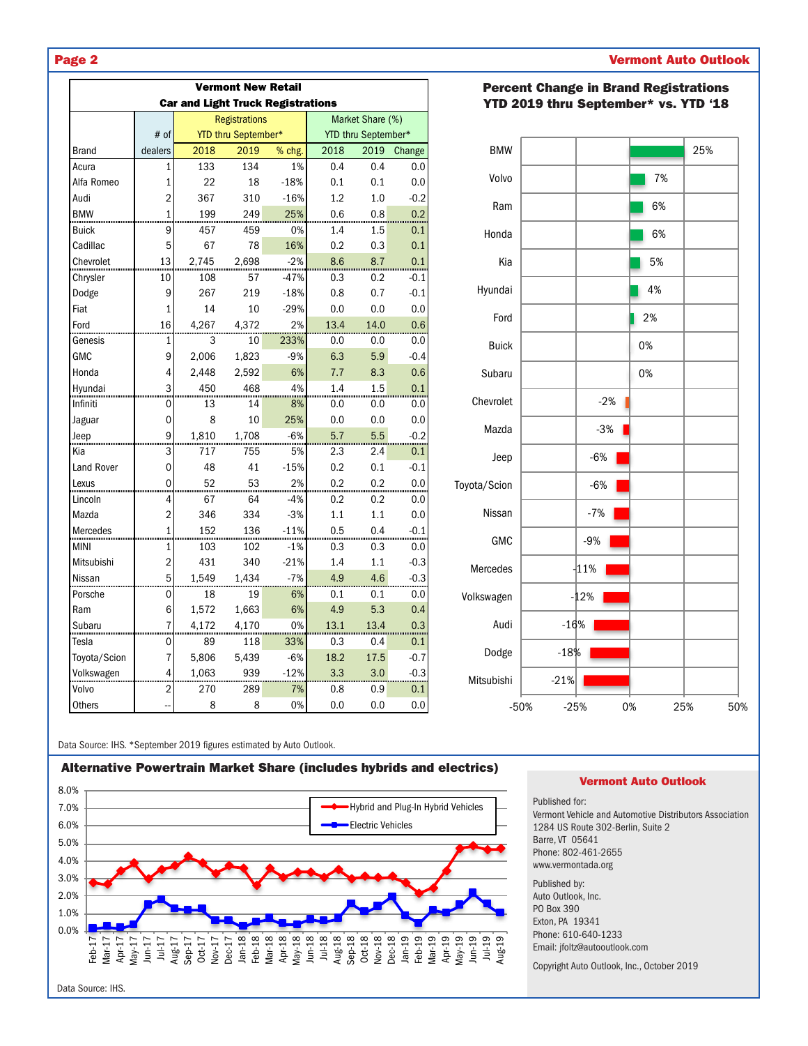## Vermont New Retail Car and Light Truck Registrations

| Brand | # of dealers | Registrations YTD thru September* | | | Market Share (%) YTD thru September* | | |
|---|---|---|---|---|---|---|---|
| | | 2018 | 2019 | % chg. | 2018 | 2019 | Change |
| Acura | 1 | 133 | 134 | 1% | 0.4 | 0.4 | 0.0 |
| Alfa Romeo | 1 | 22 | 18 | -18% | 0.1 | 0.1 | 0.0 |
| Audi | 2 | 367 | 310 | -16% | 1.2 | 1.0 | -0.2 |
| BMW | 1 | 199 | 249 | 25% | 0.6 | 0.8 | 0.2 |
| Buick | 9 | 457 | 459 | 0% | 1.4 | 1.5 | 0.1 |
| Cadillac | 5 | 67 | 78 | 16% | 0.2 | 0.3 | 0.1 |
| Chevrolet | 13 | 2,745 | 2,698 | -2% | 8.6 | 8.7 | 0.1 |
| Chrysler | 10 | 108 | 57 | -47% | 0.3 | 0.2 | -0.1 |
| Dodge | 9 | 267 | 219 | -18% | 0.8 | 0.7 | -0.1 |
| Fiat | 1 | 14 | 10 | -29% | 0.0 | 0.0 | 0.0 |
| Ford | 16 | 4,267 | 4,372 | 2% | 13.4 | 14.0 | 0.6 |
| Genesis | 1 | 3 | 10 | 233% | 0.0 | 0.0 | 0.0 |
| GMC | 9 | 2,006 | 1,823 | -9% | 6.3 | 5.9 | -0.4 |
| Honda | 4 | 2,448 | 2,592 | 6% | 7.7 | 8.3 | 0.6 |
| Hyundai | 3 | 450 | 468 | 4% | 1.4 | 1.5 | 0.1 |
| Infiniti | 0 | 13 | 14 | 8% | 0.0 | 0.0 | 0.0 |
| Jaguar | 0 | 8 | 10 | 25% | 0.0 | 0.0 | 0.0 |
| Jeep | 9 | 1,810 | 1,708 | -6% | 5.7 | 5.5 | -0.2 |
| Kia | 3 | 717 | 755 | 5% | 2.3 | 2.4 | 0.1 |
| Land Rover | 0 | 48 | 41 | -15% | 0.2 | 0.1 | -0.1 |
| Lexus | 0 | 52 | 53 | 2% | 0.2 | 0.2 | 0.0 |
| Lincoln | 4 | 67 | 64 | -4% | 0.2 | 0.2 | 0.0 |
| Mazda | 2 | 346 | 334 | -3% | 1.1 | 1.1 | 0.0 |
| Mercedes | 1 | 152 | 136 | -11% | 0.5 | 0.4 | -0.1 |
| MINI | 1 | 103 | 102 | -1% | 0.3 | 0.3 | 0.0 |
| Mitsubishi | 2 | 431 | 340 | -21% | 1.4 | 1.1 | -0.3 |
| Nissan | 5 | 1,549 | 1,434 | -7% | 4.9 | 4.6 | -0.3 |
| Porsche | 0 | 18 | 19 | 6% | 0.1 | 0.1 | 0.0 |
| Ram | 6 | 1,572 | 1,663 | 6% | 4.9 | 5.3 | 0.4 |
| Subaru | 7 | 4,172 | 4,170 | 0% | 13.1 | 13.4 | 0.3 |
| Tesla | 0 | 89 | 118 | 33% | 0.3 | 0.4 | 0.1 |
| Toyota/Scion | 7 | 5,806 | 5,439 | -6% | 18.2 | 17.5 | -0.7 |
| Volkswagen | 4 | 1,063 | 939 | -12% | 3.3 | 3.0 | -0.3 |
| Volvo | 2 | 270 | 289 | 7% | 0.8 | 0.9 | 0.1 |
| Others | -- | 8 | 8 | 0% | 0.0 | 0.0 | 0.0 |

## Percent Change in Brand Registrations YTD 2019 thru September* vs. YTD '18

BMW 25%
Volvo 7%
Ram 6%
Honda 6%
Kia 5%
Hyundai 4%
Ford 2%
Buick 0%
Subaru 0%
Chevrolet -2%
Mazda -3%
Jeep -6%
Toyota/Scion -6%
Nissan -7%
GMC -9%
Mercedes -11%
Volkswagen -12%
Audi -16%
Dodge -18%
Mitsubishi -21%

-50% -25% 0% 25% 50%

Data Source: IHS. *September 2019 figures estimated by Auto Outlook.

## Alternative Powertrain Market Share (includes hybrids and electrics)

Hybrid and Plug-In Hybrid Vehicles
Electric Vehicles

8.0% 7.0% 6.0% 5.0% 4.0% 3.0% 2.0% 1.0% 0.0%

Feb-17 Mar-17 Apr-17 May-17 Jun-17 Jul-17 Aug-17 Sep-17 Oct-17 Nov-17 Dec-17 Jan-18 Feb-18 Mar-18 Apr-18 May-18 Jun-18 Jul-18 Aug-18 Sep-18 Oct-18 Nov-18 Dec-18 Jan-19 Feb-19 Mar-19 Apr-19 May-19 Jun-19 Jul-19 Aug-19

Data Source: IHS.

### Vermont Auto Outlook

Published for:
Vermont Vehicle and Automotive Distributors Association
1284 US Route 302-Berlin, Suite 2
Barre, VT 05641
Phone: 802-461-2655
www.vermontada.org

Published by:
Auto Outlook, Inc.
PO Box 390
Exton, PA 19341
Phone: 610-640-1233
Email: jfoltz@autooutlook.com

Copyright Auto Outlook, Inc., October 2019